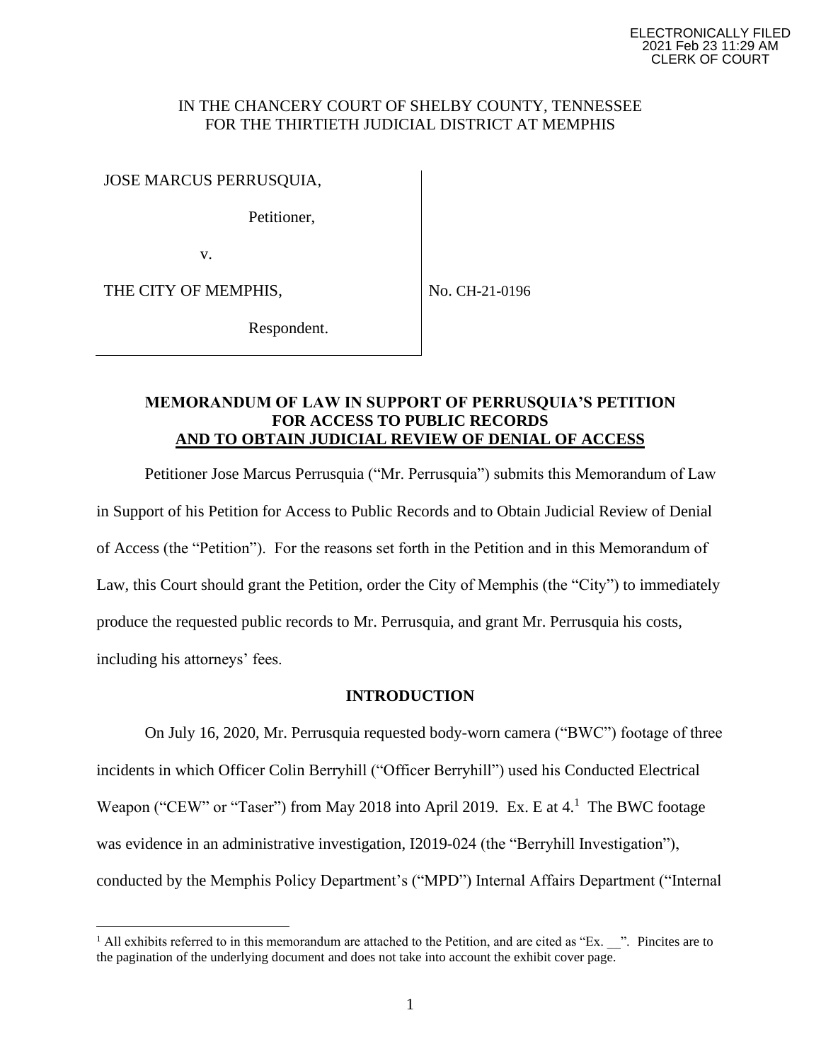ELECTRONICALLY FILED
2021 Feb 23 11:29 AM
CLERK OF COURT

IN THE CHANCERY COURT OF SHELBY COUNTY, TENNESSEE
FOR THE THIRTIETH JUDICIAL DISTRICT AT MEMPHIS

| | |
|---|---|
| JOSE MARCUS PERRUSQUIA,<br><br>Petitioner,<br><br>v.<br><br>THE CITY OF MEMPHIS,<br><br>Respondent. | No. CH-21-0196 |

**MEMORANDUM OF LAW IN SUPPORT OF PERRUSQUIA'S PETITION FOR ACCESS TO PUBLIC RECORDS AND TO OBTAIN JUDICIAL REVIEW OF DENIAL OF ACCESS**

Petitioner Jose Marcus Perrusquia ("Mr. Perrusquia") submits this Memorandum of Law in Support of his Petition for Access to Public Records and to Obtain Judicial Review of Denial of Access (the "Petition"). For the reasons set forth in the Petition and in this Memorandum of Law, this Court should grant the Petition, order the City of Memphis (the "City") to immediately produce the requested public records to Mr. Perrusquia, and grant Mr. Perrusquia his costs, including his attorneys' fees.

## INTRODUCTION

On July 16, 2020, Mr. Perrusquia requested body-worn camera ("BWC") footage of three incidents in which Officer Colin Berryhill ("Officer Berryhill") used his Conducted Electrical Weapon ("CEW" or "Taser") from May 2018 into April 2019. Ex. E at 4.[1] The BWC footage was evidence in an administrative investigation, I2019-024 (the "Berryhill Investigation"), conducted by the Memphis Policy Department's ("MPD") Internal Affairs Department ("Internal

[1] All exhibits referred to in this memorandum are attached to the Petition, and are cited as "Ex. __". Pincites are to the pagination of the underlying document and does not take into account the exhibit cover page.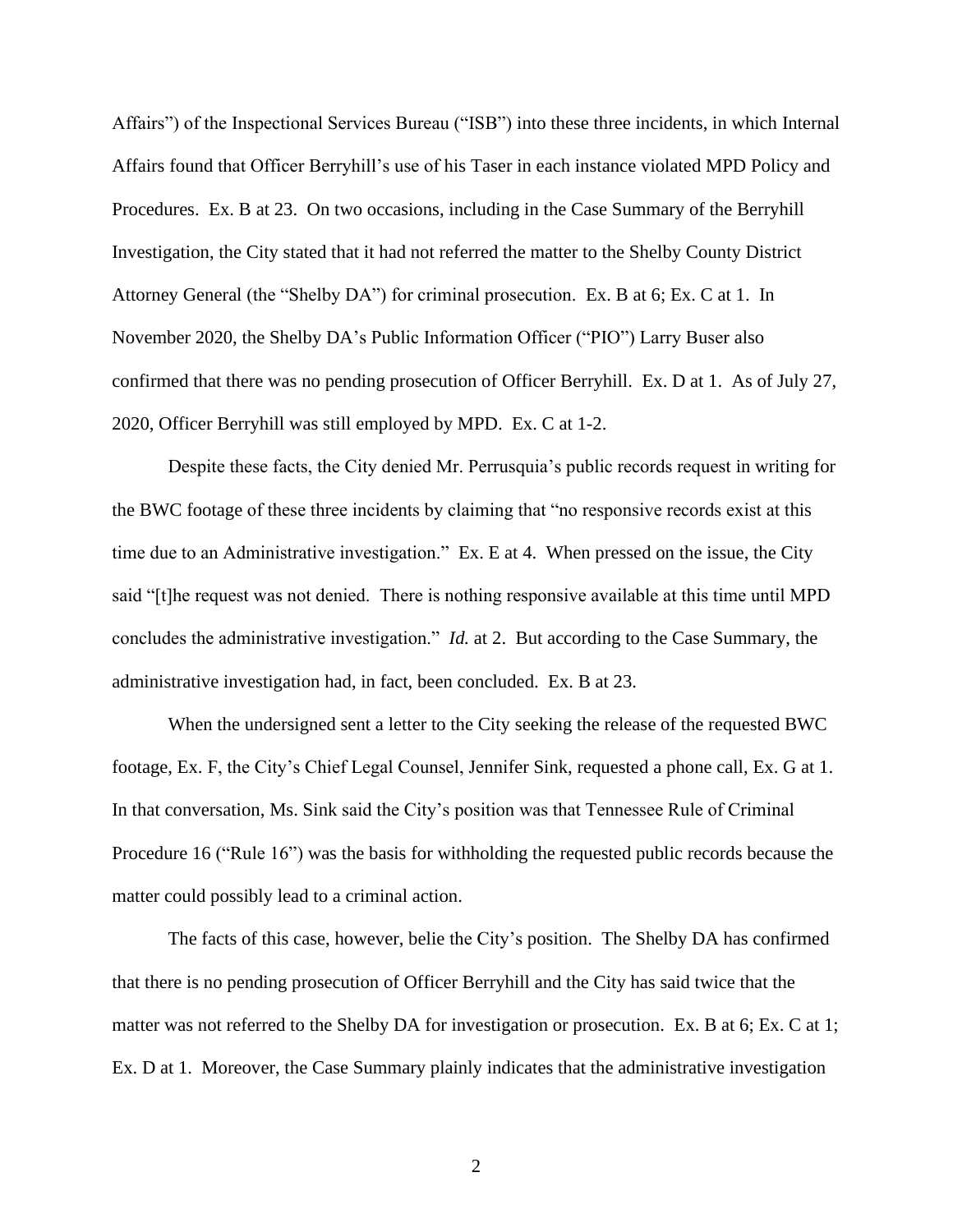Affairs") of the Inspectional Services Bureau ("ISB") into these three incidents, in which Internal Affairs found that Officer Berryhill's use of his Taser in each instance violated MPD Policy and Procedures. Ex. B at 23. On two occasions, including in the Case Summary of the Berryhill Investigation, the City stated that it had not referred the matter to the Shelby County District Attorney General (the "Shelby DA") for criminal prosecution. Ex. B at 6; Ex. C at 1. In November 2020, the Shelby DA's Public Information Officer ("PIO") Larry Buser also confirmed that there was no pending prosecution of Officer Berryhill. Ex. D at 1. As of July 27, 2020, Officer Berryhill was still employed by MPD. Ex. C at 1-2.

Despite these facts, the City denied Mr. Perrusquia's public records request in writing for the BWC footage of these three incidents by claiming that "no responsive records exist at this time due to an Administrative investigation." Ex. E at 4. When pressed on the issue, the City said "[t]he request was not denied. There is nothing responsive available at this time until MPD concludes the administrative investigation." *Id.* at 2. But according to the Case Summary, the administrative investigation had, in fact, been concluded. Ex. B at 23.

When the undersigned sent a letter to the City seeking the release of the requested BWC footage, Ex. F, the City's Chief Legal Counsel, Jennifer Sink, requested a phone call, Ex. G at 1. In that conversation, Ms. Sink said the City's position was that Tennessee Rule of Criminal Procedure 16 ("Rule 16") was the basis for withholding the requested public records because the matter could possibly lead to a criminal action.

The facts of this case, however, belie the City's position. The Shelby DA has confirmed that there is no pending prosecution of Officer Berryhill and the City has said twice that the matter was not referred to the Shelby DA for investigation or prosecution. Ex. B at 6; Ex. C at 1; Ex. D at 1. Moreover, the Case Summary plainly indicates that the administrative investigation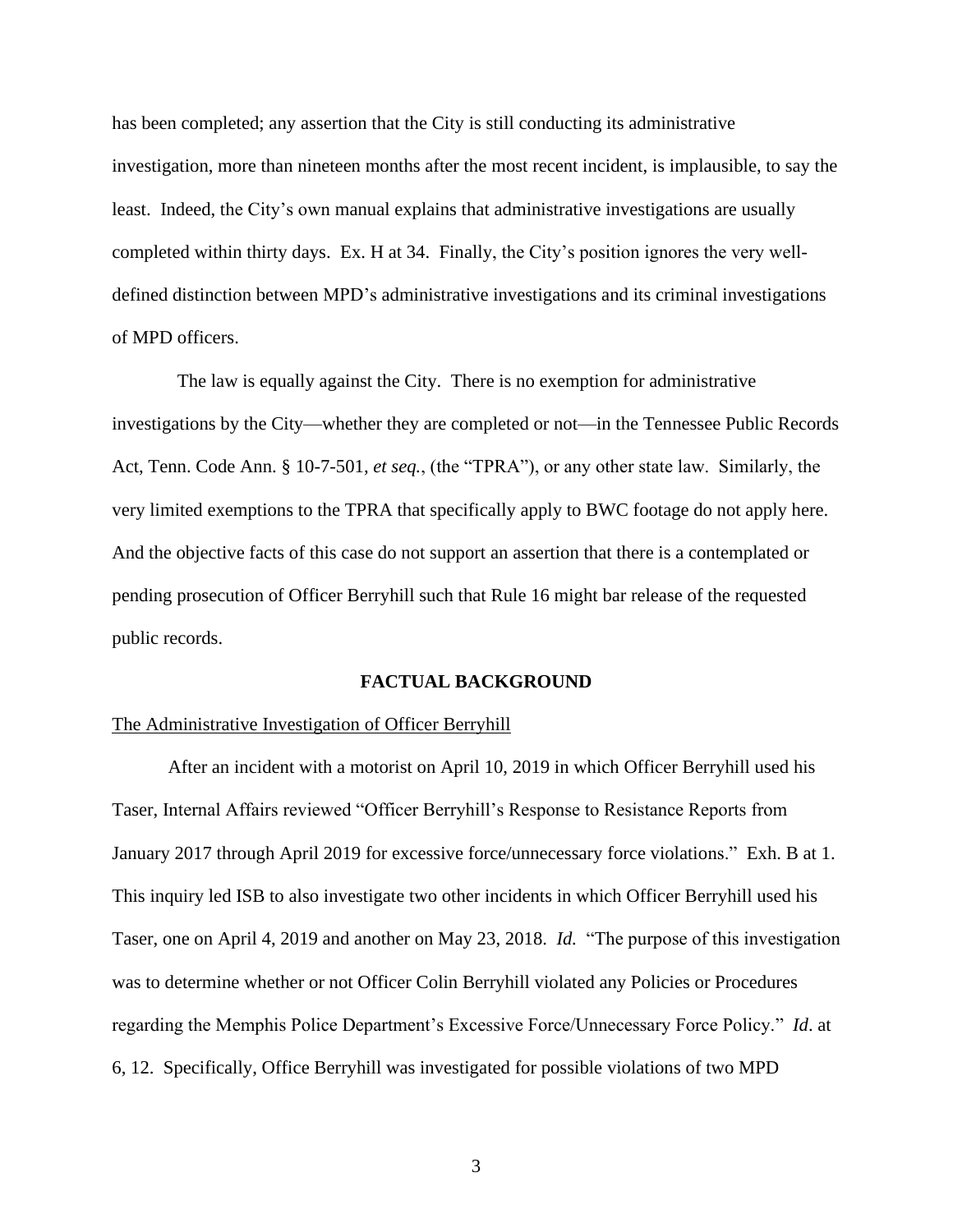has been completed; any assertion that the City is still conducting its administrative investigation, more than nineteen months after the most recent incident, is implausible, to say the least. Indeed, the City's own manual explains that administrative investigations are usually completed within thirty days. Ex. H at 34. Finally, the City's position ignores the very well-defined distinction between MPD's administrative investigations and its criminal investigations of MPD officers.

The law is equally against the City. There is no exemption for administrative investigations by the City—whether they are completed or not—in the Tennessee Public Records Act, Tenn. Code Ann. § 10-7-501, *et seq.*, (the "TPRA"), or any other state law. Similarly, the very limited exemptions to the TPRA that specifically apply to BWC footage do not apply here. And the objective facts of this case do not support an assertion that there is a contemplated or pending prosecution of Officer Berryhill such that Rule 16 might bar release of the requested public records.

## FACTUAL BACKGROUND

The Administrative Investigation of Officer Berryhill

After an incident with a motorist on April 10, 2019 in which Officer Berryhill used his Taser, Internal Affairs reviewed "Officer Berryhill's Response to Resistance Reports from January 2017 through April 2019 for excessive force/unnecessary force violations." Exh. B at 1. This inquiry led ISB to also investigate two other incidents in which Officer Berryhill used his Taser, one on April 4, 2019 and another on May 23, 2018. *Id.* "The purpose of this investigation was to determine whether or not Officer Colin Berryhill violated any Policies or Procedures regarding the Memphis Police Department's Excessive Force/Unnecessary Force Policy." *Id*. at 6, 12. Specifically, Office Berryhill was investigated for possible violations of two MPD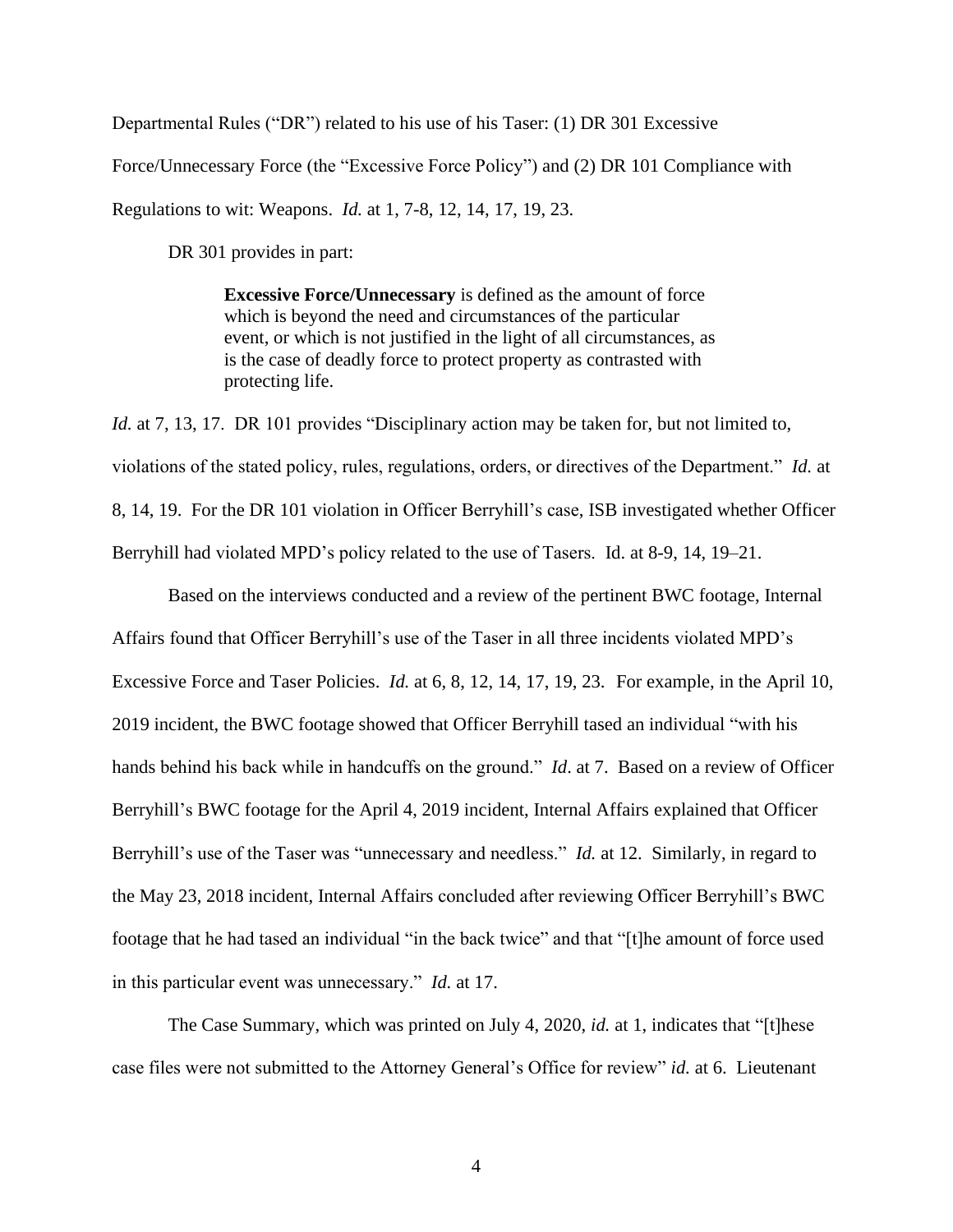Departmental Rules ("DR") related to his use of his Taser: (1) DR 301 Excessive Force/Unnecessary Force (the "Excessive Force Policy") and (2) DR 101 Compliance with Regulations to wit: Weapons. *Id.* at 1, 7-8, 12, 14, 17, 19, 23.

DR 301 provides in part:

> **Excessive Force/Unnecessary** is defined as the amount of force which is beyond the need and circumstances of the particular event, or which is not justified in the light of all circumstances, as is the case of deadly force to protect property as contrasted with protecting life.

*Id.* at 7, 13, 17. DR 101 provides "Disciplinary action may be taken for, but not limited to, violations of the stated policy, rules, regulations, orders, or directives of the Department." *Id.* at 8, 14, 19. For the DR 101 violation in Officer Berryhill's case, ISB investigated whether Officer Berryhill had violated MPD's policy related to the use of Tasers. Id. at 8-9, 14, 19–21.

Based on the interviews conducted and a review of the pertinent BWC footage, Internal Affairs found that Officer Berryhill's use of the Taser in all three incidents violated MPD's Excessive Force and Taser Policies. *Id.* at 6, 8, 12, 14, 17, 19, 23. For example, in the April 10, 2019 incident, the BWC footage showed that Officer Berryhill tased an individual "with his hands behind his back while in handcuffs on the ground." *Id*. at 7. Based on a review of Officer Berryhill's BWC footage for the April 4, 2019 incident, Internal Affairs explained that Officer Berryhill's use of the Taser was "unnecessary and needless." *Id.* at 12. Similarly, in regard to the May 23, 2018 incident, Internal Affairs concluded after reviewing Officer Berryhill's BWC footage that he had tased an individual "in the back twice" and that "[t]he amount of force used in this particular event was unnecessary." *Id.* at 17.

The Case Summary, which was printed on July 4, 2020, *id.* at 1, indicates that "[t]hese case files were not submitted to the Attorney General's Office for review" *id.* at 6. Lieutenant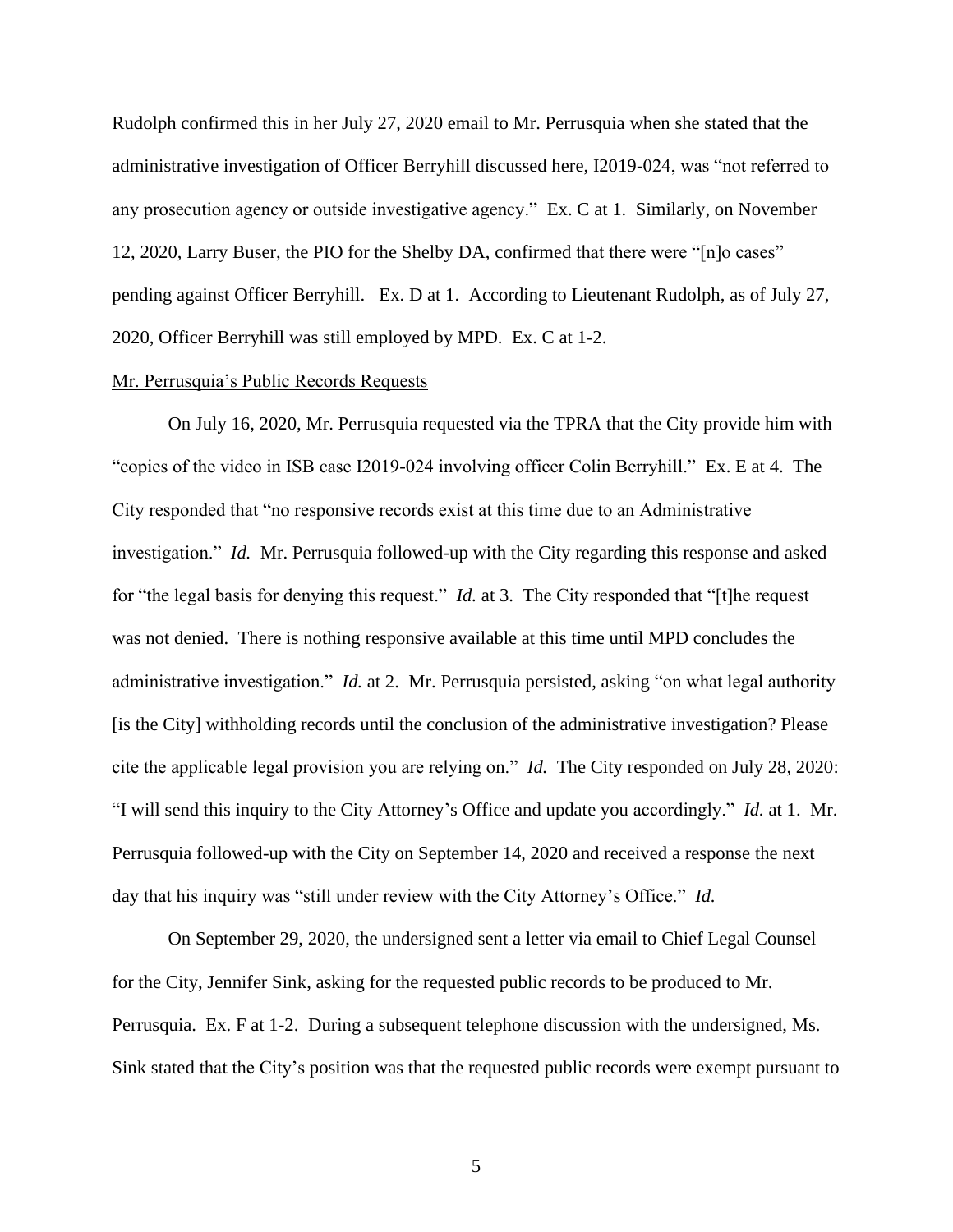Rudolph confirmed this in her July 27, 2020 email to Mr. Perrusquia when she stated that the administrative investigation of Officer Berryhill discussed here, I2019-024, was "not referred to any prosecution agency or outside investigative agency." Ex. C at 1. Similarly, on November 12, 2020, Larry Buser, the PIO for the Shelby DA, confirmed that there were "[n]o cases" pending against Officer Berryhill. Ex. D at 1. According to Lieutenant Rudolph, as of July 27, 2020, Officer Berryhill was still employed by MPD. Ex. C at 1-2.

Mr. Perrusquia's Public Records Requests

On July 16, 2020, Mr. Perrusquia requested via the TPRA that the City provide him with "copies of the video in ISB case I2019-024 involving officer Colin Berryhill." Ex. E at 4. The City responded that "no responsive records exist at this time due to an Administrative investigation." *Id.* Mr. Perrusquia followed-up with the City regarding this response and asked for "the legal basis for denying this request." *Id.* at 3. The City responded that "[t]he request was not denied. There is nothing responsive available at this time until MPD concludes the administrative investigation." *Id.* at 2. Mr. Perrusquia persisted, asking "on what legal authority [is the City] withholding records until the conclusion of the administrative investigation? Please cite the applicable legal provision you are relying on." *Id.* The City responded on July 28, 2020: "I will send this inquiry to the City Attorney's Office and update you accordingly." *Id.* at 1. Mr. Perrusquia followed-up with the City on September 14, 2020 and received a response the next day that his inquiry was "still under review with the City Attorney's Office." *Id.*

On September 29, 2020, the undersigned sent a letter via email to Chief Legal Counsel for the City, Jennifer Sink, asking for the requested public records to be produced to Mr. Perrusquia. Ex. F at 1-2. During a subsequent telephone discussion with the undersigned, Ms. Sink stated that the City's position was that the requested public records were exempt pursuant to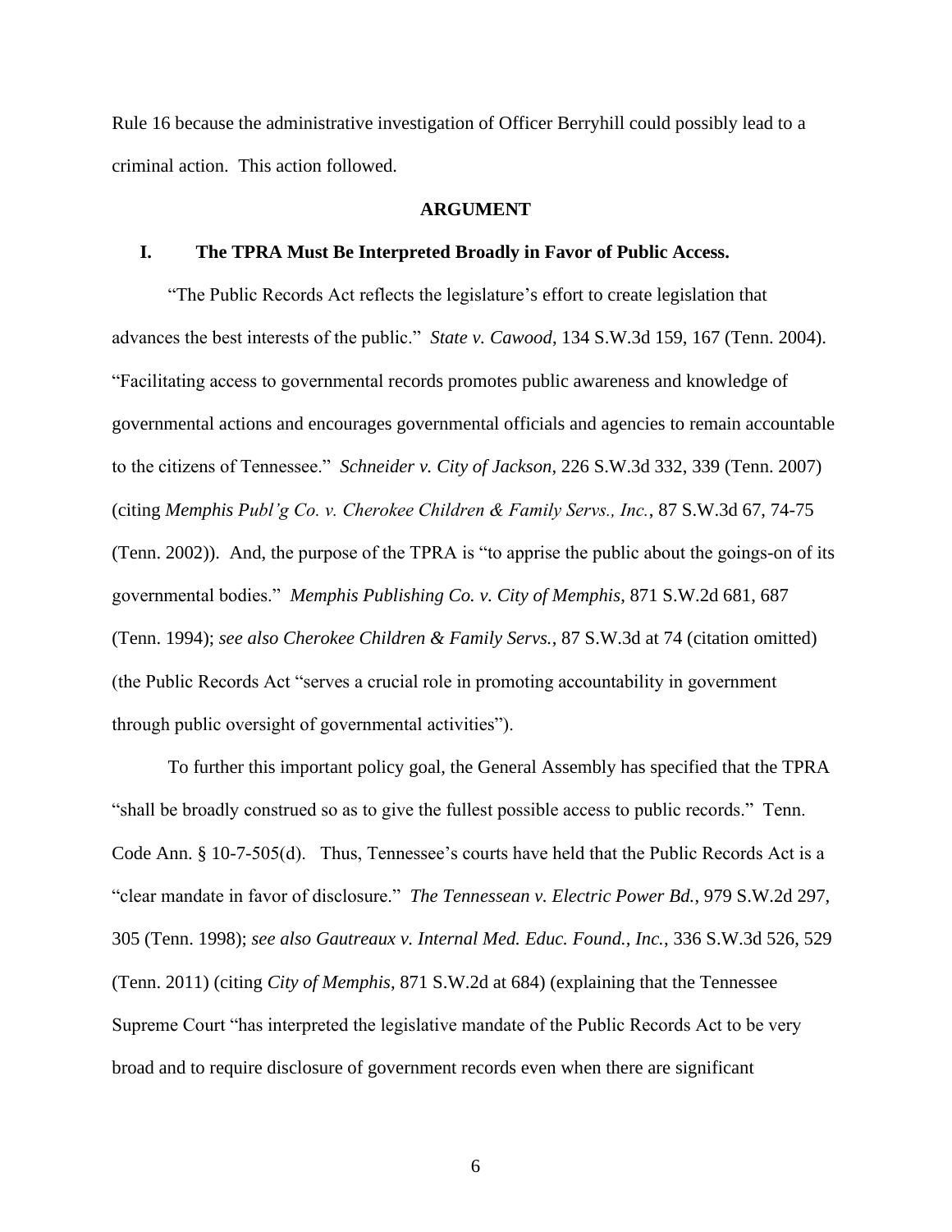Rule 16 because the administrative investigation of Officer Berryhill could possibly lead to a criminal action. This action followed.

## ARGUMENT

### I. The TPRA Must Be Interpreted Broadly in Favor of Public Access.

"The Public Records Act reflects the legislature's effort to create legislation that advances the best interests of the public." *State v. Cawood*, 134 S.W.3d 159, 167 (Tenn. 2004). "Facilitating access to governmental records promotes public awareness and knowledge of governmental actions and encourages governmental officials and agencies to remain accountable to the citizens of Tennessee." *Schneider v. City of Jackson*, 226 S.W.3d 332, 339 (Tenn. 2007) (citing *Memphis Publ'g Co. v. Cherokee Children & Family Servs., Inc.*, 87 S.W.3d 67, 74-75 (Tenn. 2002)). And, the purpose of the TPRA is "to apprise the public about the goings-on of its governmental bodies." *Memphis Publishing Co. v. City of Memphis*, 871 S.W.2d 681, 687 (Tenn. 1994); *see also Cherokee Children & Family Servs.*, 87 S.W.3d at 74 (citation omitted) (the Public Records Act "serves a crucial role in promoting accountability in government through public oversight of governmental activities").

To further this important policy goal, the General Assembly has specified that the TPRA "shall be broadly construed so as to give the fullest possible access to public records." Tenn. Code Ann. § 10-7-505(d). Thus, Tennessee's courts have held that the Public Records Act is a "clear mandate in favor of disclosure." *The Tennessean v. Electric Power Bd.*, 979 S.W.2d 297, 305 (Tenn. 1998); *see also Gautreaux v. Internal Med. Educ. Found., Inc.*, 336 S.W.3d 526, 529 (Tenn. 2011) (citing *City of Memphis*, 871 S.W.2d at 684) (explaining that the Tennessee Supreme Court "has interpreted the legislative mandate of the Public Records Act to be very broad and to require disclosure of government records even when there are significant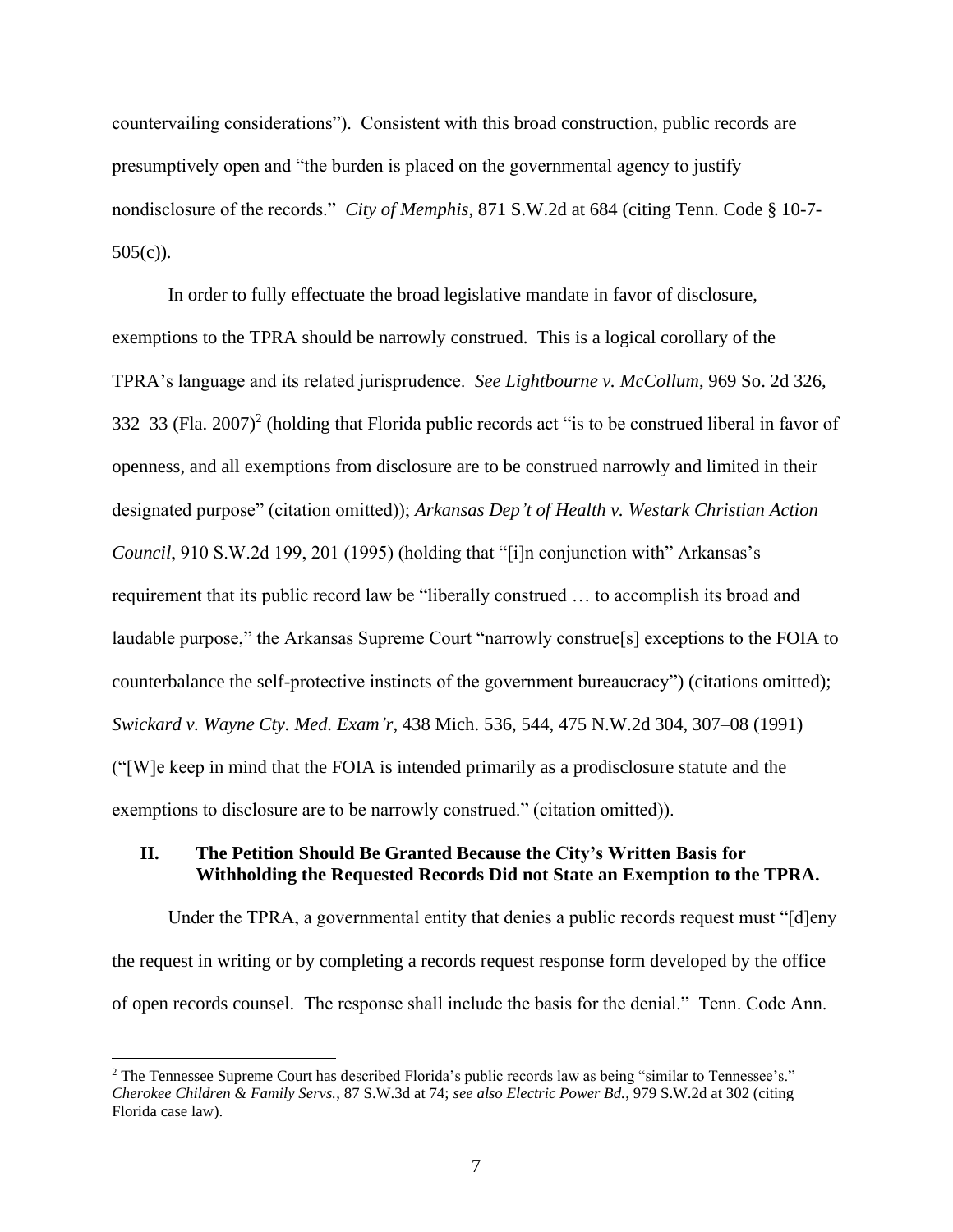countervailing considerations"). Consistent with this broad construction, public records are presumptively open and "the burden is placed on the governmental agency to justify nondisclosure of the records." *City of Memphis*, 871 S.W.2d at 684 (citing Tenn. Code § 10-7-505(c)).

In order to fully effectuate the broad legislative mandate in favor of disclosure, exemptions to the TPRA should be narrowly construed. This is a logical corollary of the TPRA's language and its related jurisprudence. *See Lightbourne v. McCollum*, 969 So. 2d 326, 332–33 (Fla. 2007)[2] (holding that Florida public records act "is to be construed liberal in favor of openness, and all exemptions from disclosure are to be construed narrowly and limited in their designated purpose" (citation omitted)); *Arkansas Dep't of Health v. Westark Christian Action Council*, 910 S.W.2d 199, 201 (1995) (holding that "[i]n conjunction with" Arkansas's requirement that its public record law be "liberally construed … to accomplish its broad and laudable purpose," the Arkansas Supreme Court "narrowly construe[s] exceptions to the FOIA to counterbalance the self-protective instincts of the government bureaucracy") (citations omitted); *Swickard v. Wayne Cty. Med. Exam'r*, 438 Mich. 536, 544, 475 N.W.2d 304, 307–08 (1991) ("[W]e keep in mind that the FOIA is intended primarily as a prodisclosure statute and the exemptions to disclosure are to be narrowly construed." (citation omitted)).

## II. The Petition Should Be Granted Because the City's Written Basis for Withholding the Requested Records Did not State an Exemption to the TPRA.

Under the TPRA, a governmental entity that denies a public records request must "[d]eny the request in writing or by completing a records request response form developed by the office of open records counsel. The response shall include the basis for the denial." Tenn. Code Ann.

---

[2] The Tennessee Supreme Court has described Florida's public records law as being "similar to Tennessee's." *Cherokee Children & Family Servs.*, 87 S.W.3d at 74; *see also Electric Power Bd.*, 979 S.W.2d at 302 (citing Florida case law).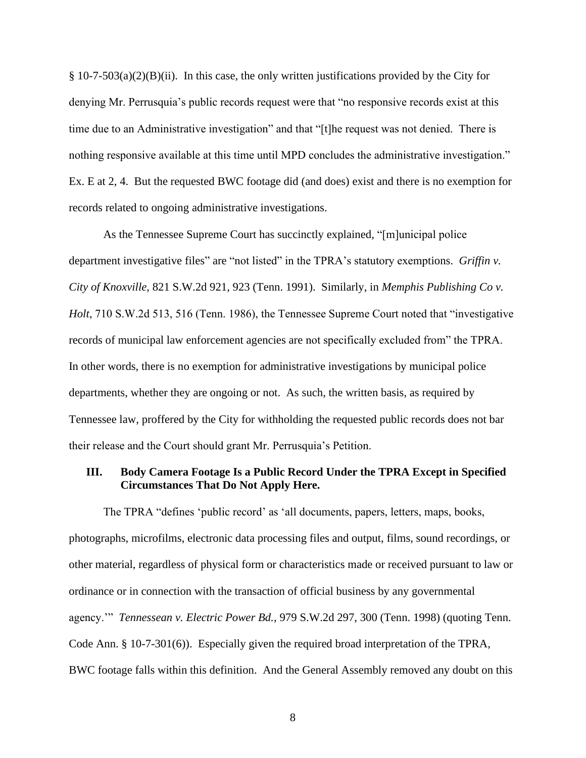§ 10-7-503(a)(2)(B)(ii). In this case, the only written justifications provided by the City for denying Mr. Perrusquia's public records request were that "no responsive records exist at this time due to an Administrative investigation" and that "[t]he request was not denied. There is nothing responsive available at this time until MPD concludes the administrative investigation." Ex. E at 2, 4. But the requested BWC footage did (and does) exist and there is no exemption for records related to ongoing administrative investigations.

As the Tennessee Supreme Court has succinctly explained, "[m]unicipal police department investigative files" are "not listed" in the TPRA's statutory exemptions. *Griffin v. City of Knoxville*, 821 S.W.2d 921, 923 (Tenn. 1991). Similarly, in *Memphis Publishing Co v. Holt*, 710 S.W.2d 513, 516 (Tenn. 1986), the Tennessee Supreme Court noted that "investigative records of municipal law enforcement agencies are not specifically excluded from" the TPRA. In other words, there is no exemption for administrative investigations by municipal police departments, whether they are ongoing or not. As such, the written basis, as required by Tennessee law, proffered by the City for withholding the requested public records does not bar their release and the Court should grant Mr. Perrusquia's Petition.

## III. Body Camera Footage Is a Public Record Under the TPRA Except in Specified Circumstances That Do Not Apply Here.

The TPRA "defines 'public record' as 'all documents, papers, letters, maps, books, photographs, microfilms, electronic data processing files and output, films, sound recordings, or other material, regardless of physical form or characteristics made or received pursuant to law or ordinance or in connection with the transaction of official business by any governmental agency.'" *Tennessean v. Electric Power Bd.*, 979 S.W.2d 297, 300 (Tenn. 1998) (quoting Tenn. Code Ann. § 10-7-301(6)). Especially given the required broad interpretation of the TPRA, BWC footage falls within this definition. And the General Assembly removed any doubt on this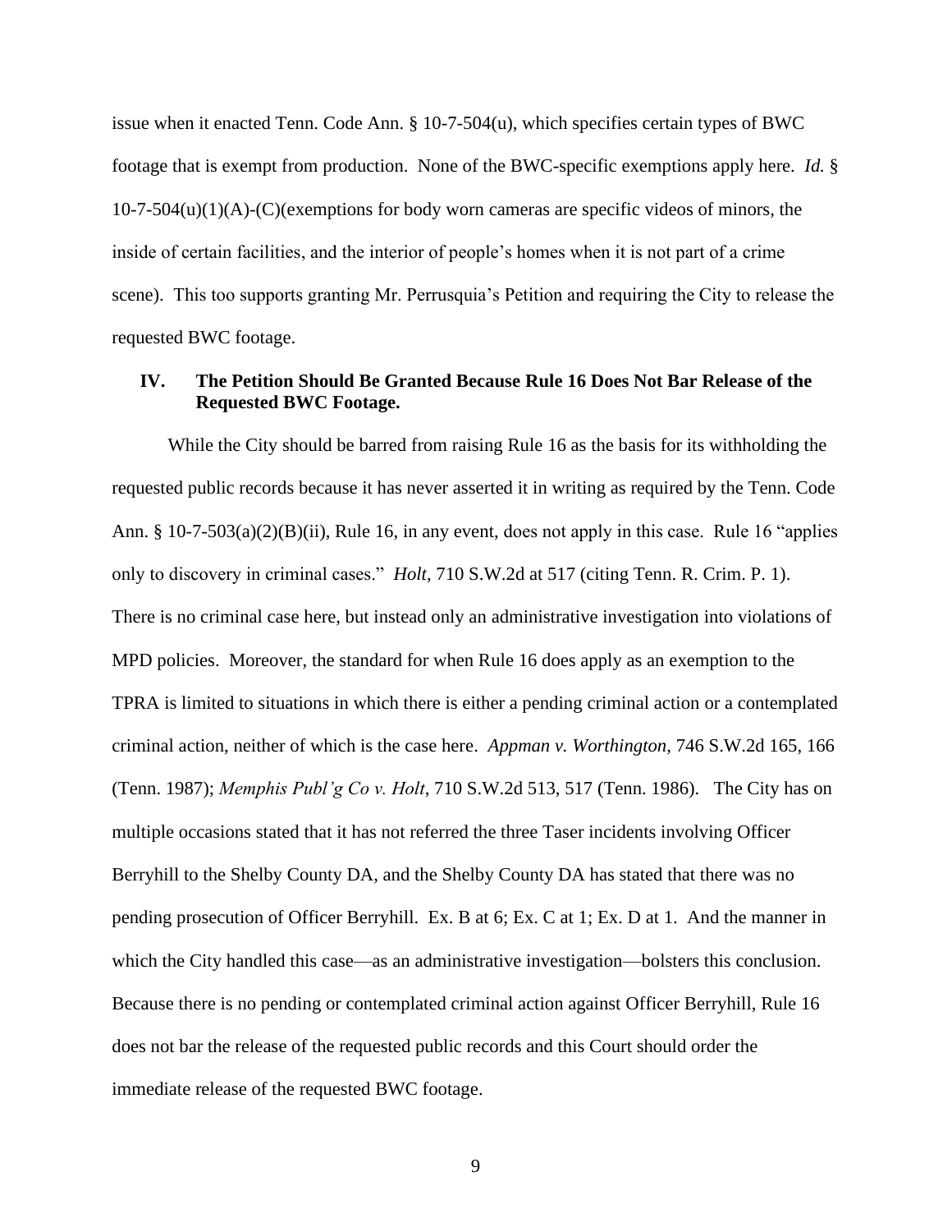issue when it enacted Tenn. Code Ann. § 10-7-504(u), which specifies certain types of BWC footage that is exempt from production. None of the BWC-specific exemptions apply here. *Id.* § 10-7-504(u)(1)(A)-(C)(exemptions for body worn cameras are specific videos of minors, the inside of certain facilities, and the interior of people's homes when it is not part of a crime scene). This too supports granting Mr. Perrusquia's Petition and requiring the City to release the requested BWC footage.

## IV. The Petition Should Be Granted Because Rule 16 Does Not Bar Release of the Requested BWC Footage.

While the City should be barred from raising Rule 16 as the basis for its withholding the requested public records because it has never asserted it in writing as required by the Tenn. Code Ann. § 10-7-503(a)(2)(B)(ii), Rule 16, in any event, does not apply in this case. Rule 16 "applies only to discovery in criminal cases." *Holt*, 710 S.W.2d at 517 (citing Tenn. R. Crim. P. 1). There is no criminal case here, but instead only an administrative investigation into violations of MPD policies. Moreover, the standard for when Rule 16 does apply as an exemption to the TPRA is limited to situations in which there is either a pending criminal action or a contemplated criminal action, neither of which is the case here. *Appman v. Worthington*, 746 S.W.2d 165, 166 (Tenn. 1987); *Memphis Publ'g Co v. Holt*, 710 S.W.2d 513, 517 (Tenn. 1986). The City has on multiple occasions stated that it has not referred the three Taser incidents involving Officer Berryhill to the Shelby County DA, and the Shelby County DA has stated that there was no pending prosecution of Officer Berryhill. Ex. B at 6; Ex. C at 1; Ex. D at 1. And the manner in which the City handled this case—as an administrative investigation—bolsters this conclusion. Because there is no pending or contemplated criminal action against Officer Berryhill, Rule 16 does not bar the release of the requested public records and this Court should order the immediate release of the requested BWC footage.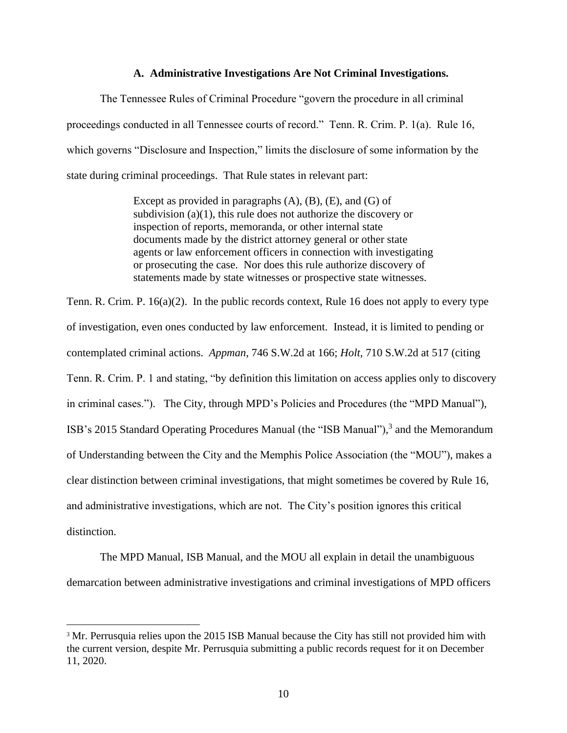### A. Administrative Investigations Are Not Criminal Investigations.

The Tennessee Rules of Criminal Procedure "govern the procedure in all criminal proceedings conducted in all Tennessee courts of record." Tenn. R. Crim. P. 1(a). Rule 16, which governs "Disclosure and Inspection," limits the disclosure of some information by the state during criminal proceedings. That Rule states in relevant part:

> Except as provided in paragraphs (A), (B), (E), and (G) of subdivision (a)(1), this rule does not authorize the discovery or inspection of reports, memoranda, or other internal state documents made by the district attorney general or other state agents or law enforcement officers in connection with investigating or prosecuting the case. Nor does this rule authorize discovery of statements made by state witnesses or prospective state witnesses.

Tenn. R. Crim. P. 16(a)(2). In the public records context, Rule 16 does not apply to every type of investigation, even ones conducted by law enforcement. Instead, it is limited to pending or contemplated criminal actions. *Appman*, 746 S.W.2d at 166; *Holt*, 710 S.W.2d at 517 (citing Tenn. R. Crim. P. 1 and stating, "by definition this limitation on access applies only to discovery in criminal cases."). The City, through MPD's Policies and Procedures (the "MPD Manual"), ISB's 2015 Standard Operating Procedures Manual (the "ISB Manual"),[3] and the Memorandum of Understanding between the City and the Memphis Police Association (the "MOU"), makes a clear distinction between criminal investigations, that might sometimes be covered by Rule 16, and administrative investigations, which are not. The City's position ignores this critical distinction.

The MPD Manual, ISB Manual, and the MOU all explain in detail the unambiguous demarcation between administrative investigations and criminal investigations of MPD officers

[3] Mr. Perrusquia relies upon the 2015 ISB Manual because the City has still not provided him with the current version, despite Mr. Perrusquia submitting a public records request for it on December 11, 2020.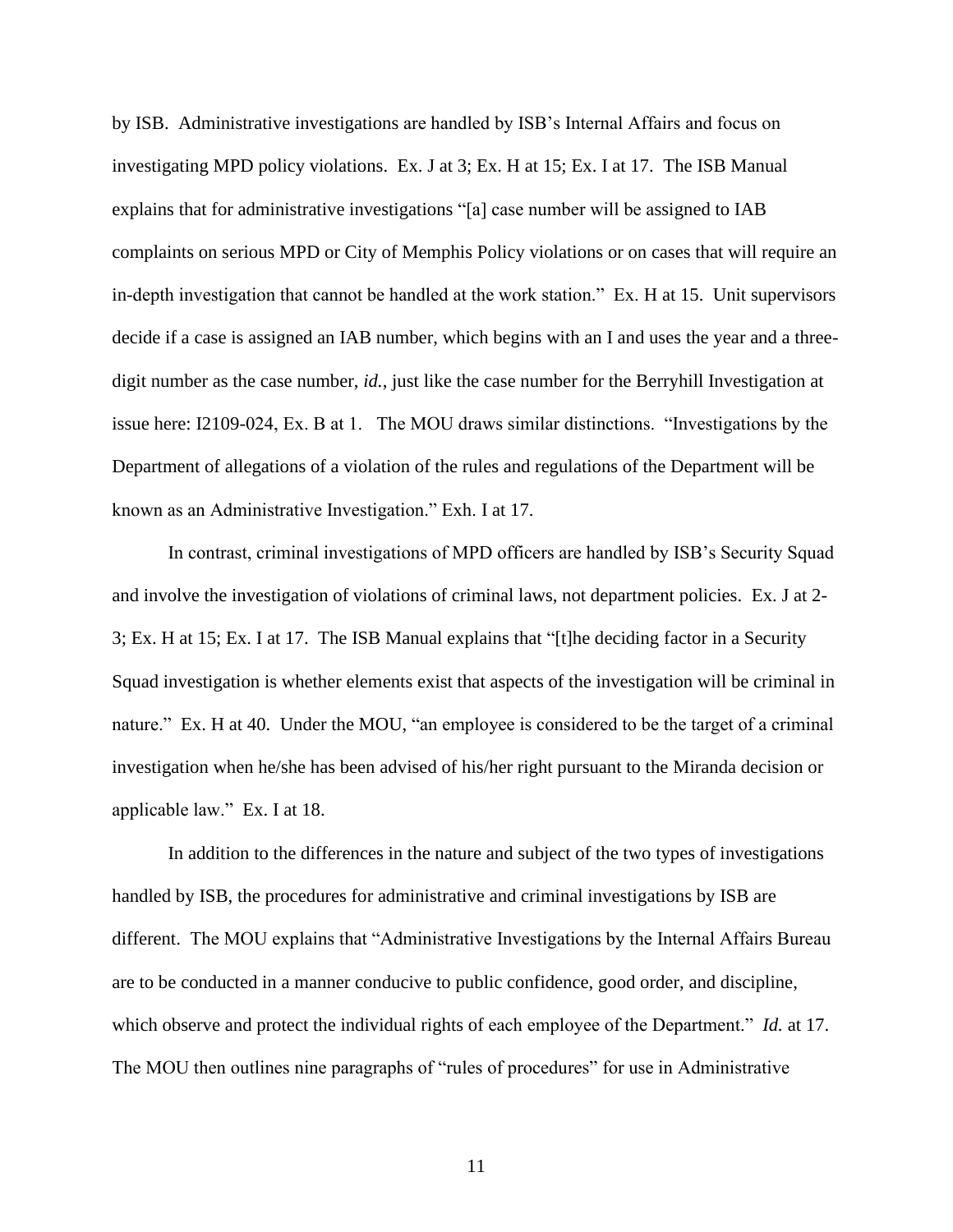by ISB. Administrative investigations are handled by ISB's Internal Affairs and focus on investigating MPD policy violations. Ex. J at 3; Ex. H at 15; Ex. I at 17. The ISB Manual explains that for administrative investigations "[a] case number will be assigned to IAB complaints on serious MPD or City of Memphis Policy violations or on cases that will require an in-depth investigation that cannot be handled at the work station." Ex. H at 15. Unit supervisors decide if a case is assigned an IAB number, which begins with an I and uses the year and a three-digit number as the case number, *id.*, just like the case number for the Berryhill Investigation at issue here: I2109-024, Ex. B at 1. The MOU draws similar distinctions. "Investigations by the Department of allegations of a violation of the rules and regulations of the Department will be known as an Administrative Investigation." Exh. I at 17.

In contrast, criminal investigations of MPD officers are handled by ISB's Security Squad and involve the investigation of violations of criminal laws, not department policies. Ex. J at 2-3; Ex. H at 15; Ex. I at 17. The ISB Manual explains that "[t]he deciding factor in a Security Squad investigation is whether elements exist that aspects of the investigation will be criminal in nature." Ex. H at 40. Under the MOU, "an employee is considered to be the target of a criminal investigation when he/she has been advised of his/her right pursuant to the Miranda decision or applicable law." Ex. I at 18.

In addition to the differences in the nature and subject of the two types of investigations handled by ISB, the procedures for administrative and criminal investigations by ISB are different. The MOU explains that "Administrative Investigations by the Internal Affairs Bureau are to be conducted in a manner conducive to public confidence, good order, and discipline, which observe and protect the individual rights of each employee of the Department." *Id.* at 17. The MOU then outlines nine paragraphs of "rules of procedures" for use in Administrative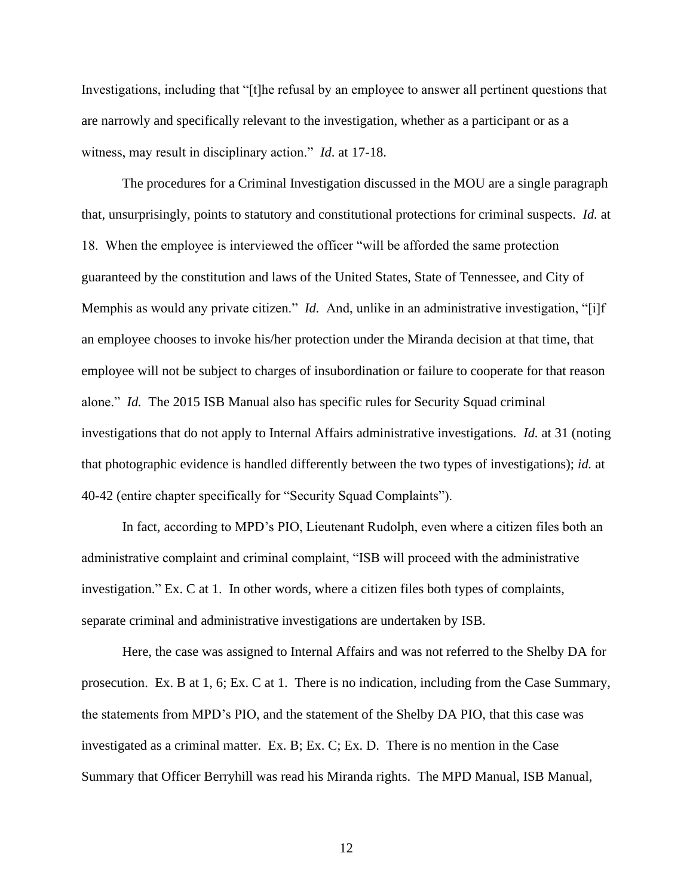Investigations, including that "[t]he refusal by an employee to answer all pertinent questions that are narrowly and specifically relevant to the investigation, whether as a participant or as a witness, may result in disciplinary action." *Id*. at 17-18.

The procedures for a Criminal Investigation discussed in the MOU are a single paragraph that, unsurprisingly, points to statutory and constitutional protections for criminal suspects. *Id.* at 18. When the employee is interviewed the officer "will be afforded the same protection guaranteed by the constitution and laws of the United States, State of Tennessee, and City of Memphis as would any private citizen." *Id.* And, unlike in an administrative investigation, "[i]f an employee chooses to invoke his/her protection under the Miranda decision at that time, that employee will not be subject to charges of insubordination or failure to cooperate for that reason alone." *Id.* The 2015 ISB Manual also has specific rules for Security Squad criminal investigations that do not apply to Internal Affairs administrative investigations. *Id.* at 31 (noting that photographic evidence is handled differently between the two types of investigations); *id.* at 40-42 (entire chapter specifically for "Security Squad Complaints").

In fact, according to MPD's PIO, Lieutenant Rudolph, even where a citizen files both an administrative complaint and criminal complaint, "ISB will proceed with the administrative investigation." Ex. C at 1. In other words, where a citizen files both types of complaints, separate criminal and administrative investigations are undertaken by ISB.

Here, the case was assigned to Internal Affairs and was not referred to the Shelby DA for prosecution. Ex. B at 1, 6; Ex. C at 1. There is no indication, including from the Case Summary, the statements from MPD's PIO, and the statement of the Shelby DA PIO, that this case was investigated as a criminal matter. Ex. B; Ex. C; Ex. D. There is no mention in the Case Summary that Officer Berryhill was read his Miranda rights. The MPD Manual, ISB Manual,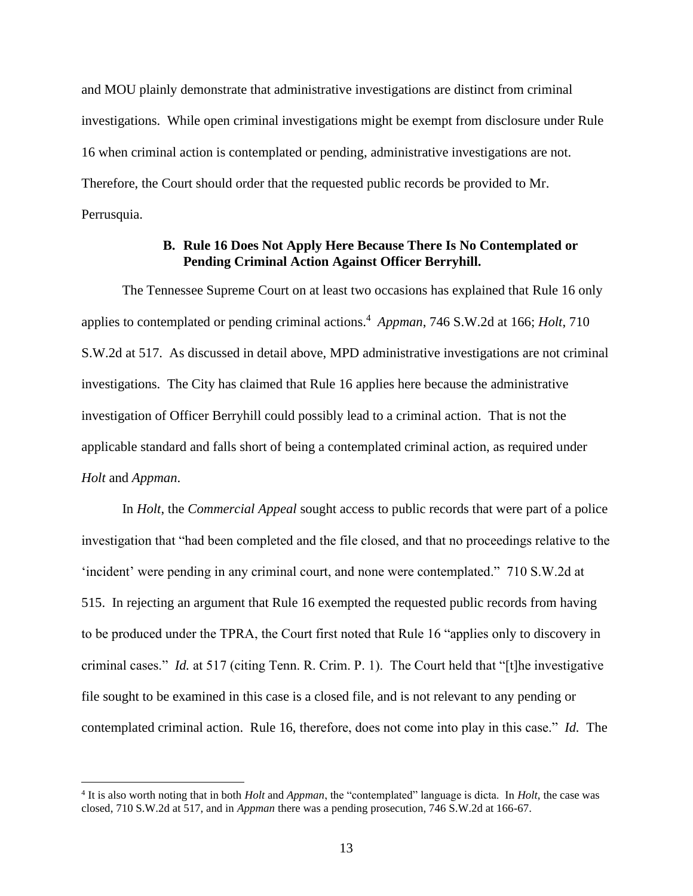and MOU plainly demonstrate that administrative investigations are distinct from criminal investigations. While open criminal investigations might be exempt from disclosure under Rule 16 when criminal action is contemplated or pending, administrative investigations are not. Therefore, the Court should order that the requested public records be provided to Mr. Perrusquia.

### B. Rule 16 Does Not Apply Here Because There Is No Contemplated or Pending Criminal Action Against Officer Berryhill.

The Tennessee Supreme Court on at least two occasions has explained that Rule 16 only applies to contemplated or pending criminal actions.[4] *Appman*, 746 S.W.2d at 166; *Holt*, 710 S.W.2d at 517. As discussed in detail above, MPD administrative investigations are not criminal investigations. The City has claimed that Rule 16 applies here because the administrative investigation of Officer Berryhill could possibly lead to a criminal action. That is not the applicable standard and falls short of being a contemplated criminal action, as required under *Holt* and *Appman*.

In *Holt*, the *Commercial Appeal* sought access to public records that were part of a police investigation that "had been completed and the file closed, and that no proceedings relative to the 'incident' were pending in any criminal court, and none were contemplated." 710 S.W.2d at 515. In rejecting an argument that Rule 16 exempted the requested public records from having to be produced under the TPRA, the Court first noted that Rule 16 "applies only to discovery in criminal cases." *Id.* at 517 (citing Tenn. R. Crim. P. 1). The Court held that "[t]he investigative file sought to be examined in this case is a closed file, and is not relevant to any pending or contemplated criminal action. Rule 16, therefore, does not come into play in this case." *Id.* The

---

[4] It is also worth noting that in both *Holt* and *Appman*, the "contemplated" language is dicta. In *Holt*, the case was closed, 710 S.W.2d at 517, and in *Appman* there was a pending prosecution, 746 S.W.2d at 166-67.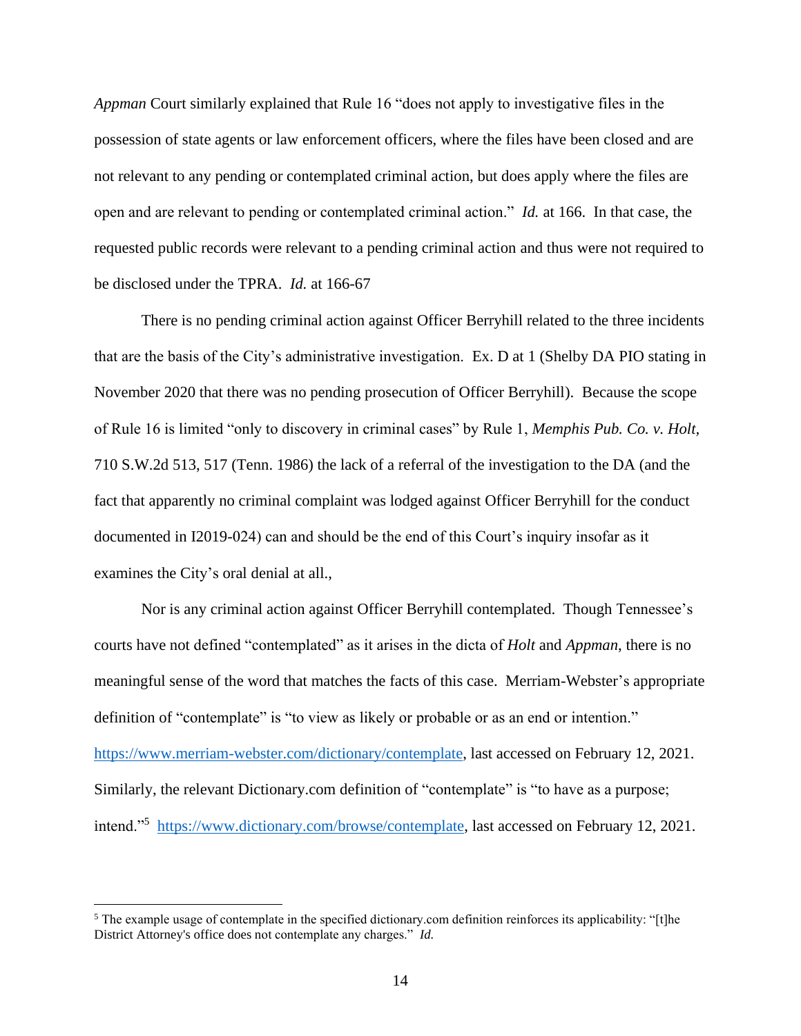*Appman* Court similarly explained that Rule 16 "does not apply to investigative files in the possession of state agents or law enforcement officers, where the files have been closed and are not relevant to any pending or contemplated criminal action, but does apply where the files are open and are relevant to pending or contemplated criminal action." *Id.* at 166. In that case, the requested public records were relevant to a pending criminal action and thus were not required to be disclosed under the TPRA. *Id.* at 166-67

There is no pending criminal action against Officer Berryhill related to the three incidents that are the basis of the City's administrative investigation. Ex. D at 1 (Shelby DA PIO stating in November 2020 that there was no pending prosecution of Officer Berryhill). Because the scope of Rule 16 is limited "only to discovery in criminal cases" by Rule 1, *Memphis Pub. Co. v. Holt*, 710 S.W.2d 513, 517 (Tenn. 1986) the lack of a referral of the investigation to the DA (and the fact that apparently no criminal complaint was lodged against Officer Berryhill for the conduct documented in I2019-024) can and should be the end of this Court's inquiry insofar as it examines the City's oral denial at all.,

Nor is any criminal action against Officer Berryhill contemplated. Though Tennessee's courts have not defined "contemplated" as it arises in the dicta of *Holt* and *Appman*, there is no meaningful sense of the word that matches the facts of this case. Merriam-Webster's appropriate definition of "contemplate" is "to view as likely or probable or as an end or intention." https://www.merriam-webster.com/dictionary/contemplate, last accessed on February 12, 2021. Similarly, the relevant Dictionary.com definition of "contemplate" is "to have as a purpose; intend."[5] https://www.dictionary.com/browse/contemplate, last accessed on February 12, 2021.

[5] The example usage of contemplate in the specified dictionary.com definition reinforces its applicability: "[t]he District Attorney's office does not contemplate any charges." *Id.*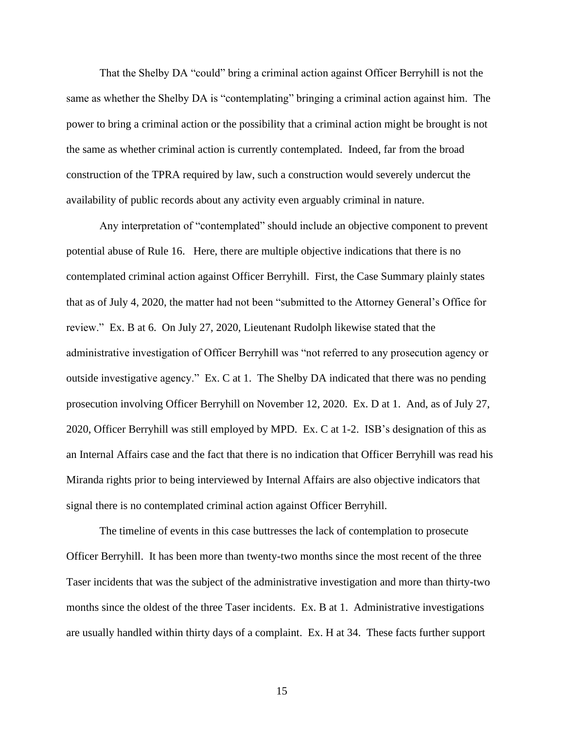That the Shelby DA "could" bring a criminal action against Officer Berryhill is not the same as whether the Shelby DA is "contemplating" bringing a criminal action against him. The power to bring a criminal action or the possibility that a criminal action might be brought is not the same as whether criminal action is currently contemplated. Indeed, far from the broad construction of the TPRA required by law, such a construction would severely undercut the availability of public records about any activity even arguably criminal in nature.

Any interpretation of "contemplated" should include an objective component to prevent potential abuse of Rule 16. Here, there are multiple objective indications that there is no contemplated criminal action against Officer Berryhill. First, the Case Summary plainly states that as of July 4, 2020, the matter had not been "submitted to the Attorney General's Office for review." Ex. B at 6. On July 27, 2020, Lieutenant Rudolph likewise stated that the administrative investigation of Officer Berryhill was "not referred to any prosecution agency or outside investigative agency." Ex. C at 1. The Shelby DA indicated that there was no pending prosecution involving Officer Berryhill on November 12, 2020. Ex. D at 1. And, as of July 27, 2020, Officer Berryhill was still employed by MPD. Ex. C at 1-2. ISB's designation of this as an Internal Affairs case and the fact that there is no indication that Officer Berryhill was read his Miranda rights prior to being interviewed by Internal Affairs are also objective indicators that signal there is no contemplated criminal action against Officer Berryhill.

The timeline of events in this case buttresses the lack of contemplation to prosecute Officer Berryhill. It has been more than twenty-two months since the most recent of the three Taser incidents that was the subject of the administrative investigation and more than thirty-two months since the oldest of the three Taser incidents. Ex. B at 1. Administrative investigations are usually handled within thirty days of a complaint. Ex. H at 34. These facts further support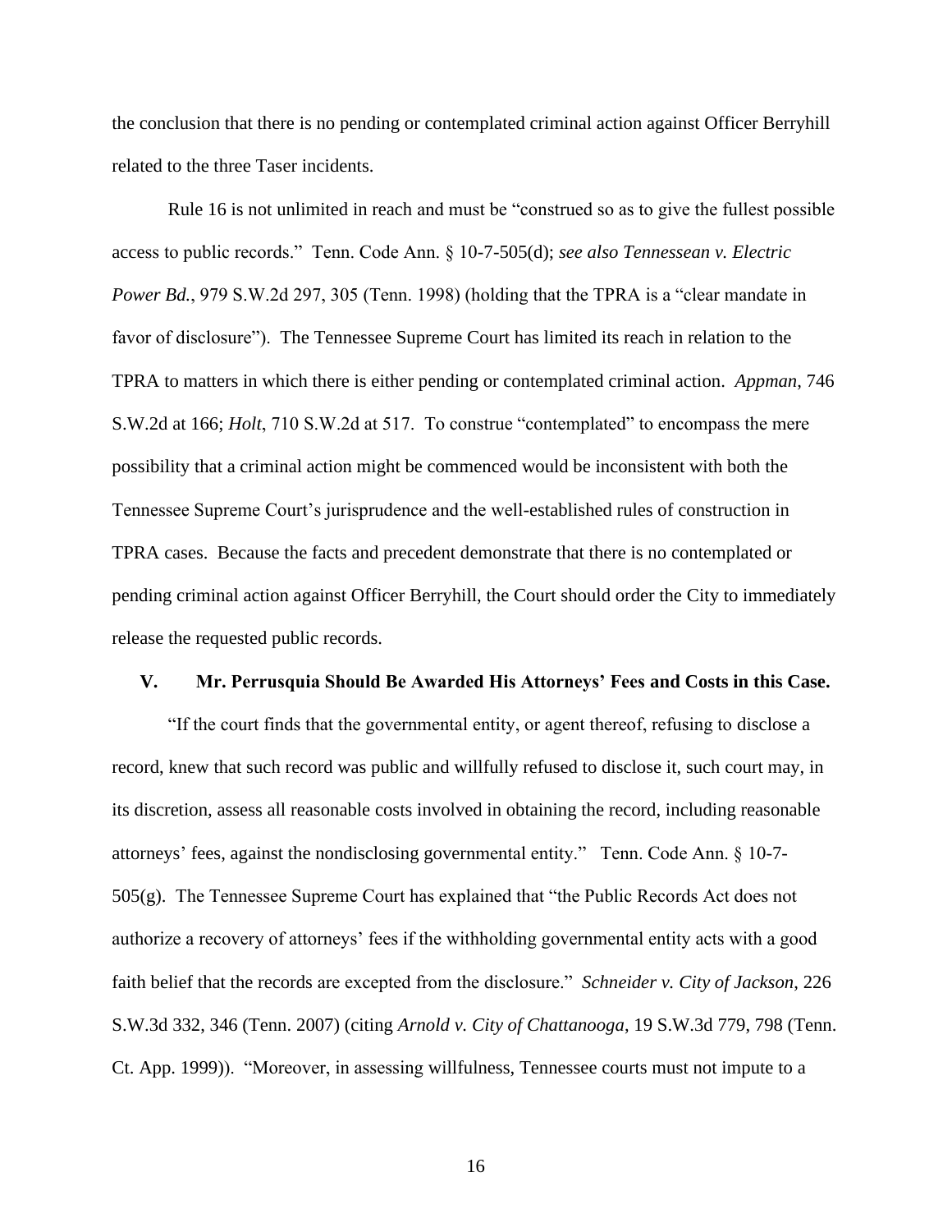the conclusion that there is no pending or contemplated criminal action against Officer Berryhill related to the three Taser incidents.

Rule 16 is not unlimited in reach and must be "construed so as to give the fullest possible access to public records." Tenn. Code Ann. § 10-7-505(d); *see also Tennessean v. Electric Power Bd.*, 979 S.W.2d 297, 305 (Tenn. 1998) (holding that the TPRA is a "clear mandate in favor of disclosure"). The Tennessee Supreme Court has limited its reach in relation to the TPRA to matters in which there is either pending or contemplated criminal action. *Appman*, 746 S.W.2d at 166; *Holt*, 710 S.W.2d at 517. To construe "contemplated" to encompass the mere possibility that a criminal action might be commenced would be inconsistent with both the Tennessee Supreme Court's jurisprudence and the well-established rules of construction in TPRA cases. Because the facts and precedent demonstrate that there is no contemplated or pending criminal action against Officer Berryhill, the Court should order the City to immediately release the requested public records.

## V. Mr. Perrusquia Should Be Awarded His Attorneys' Fees and Costs in this Case.

"If the court finds that the governmental entity, or agent thereof, refusing to disclose a record, knew that such record was public and willfully refused to disclose it, such court may, in its discretion, assess all reasonable costs involved in obtaining the record, including reasonable attorneys' fees, against the nondisclosing governmental entity." Tenn. Code Ann. § 10-7-505(g). The Tennessee Supreme Court has explained that "the Public Records Act does not authorize a recovery of attorneys' fees if the withholding governmental entity acts with a good faith belief that the records are excepted from the disclosure." *Schneider v. City of Jackson*, 226 S.W.3d 332, 346 (Tenn. 2007) (citing *Arnold v. City of Chattanooga*, 19 S.W.3d 779, 798 (Tenn. Ct. App. 1999)). "Moreover, in assessing willfulness, Tennessee courts must not impute to a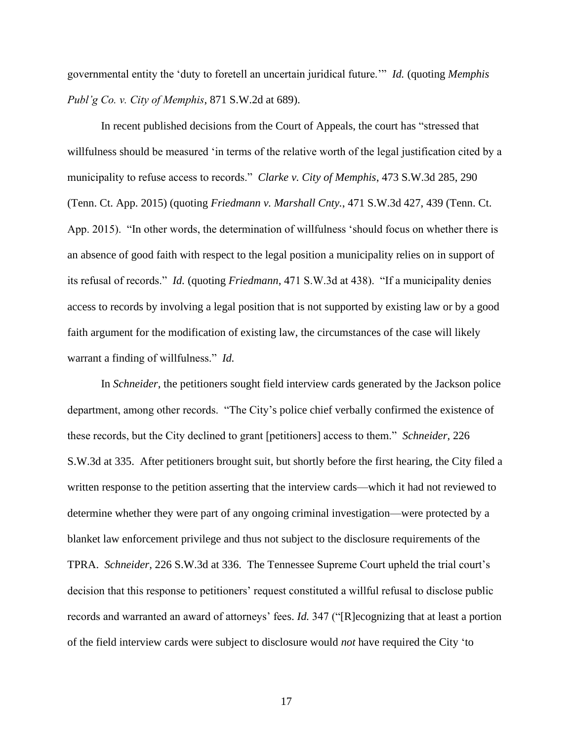governmental entity the 'duty to foretell an uncertain juridical future.'" *Id.* (quoting *Memphis Publ'g Co. v. City of Memphis*, 871 S.W.2d at 689).

In recent published decisions from the Court of Appeals, the court has "stressed that willfulness should be measured 'in terms of the relative worth of the legal justification cited by a municipality to refuse access to records." *Clarke v. City of Memphis*, 473 S.W.3d 285, 290 (Tenn. Ct. App. 2015) (quoting *Friedmann v. Marshall Cnty.*, 471 S.W.3d 427, 439 (Tenn. Ct. App. 2015). "In other words, the determination of willfulness 'should focus on whether there is an absence of good faith with respect to the legal position a municipality relies on in support of its refusal of records." *Id.* (quoting *Friedmann*, 471 S.W.3d at 438). "If a municipality denies access to records by involving a legal position that is not supported by existing law or by a good faith argument for the modification of existing law, the circumstances of the case will likely warrant a finding of willfulness." *Id.*

In *Schneider*, the petitioners sought field interview cards generated by the Jackson police department, among other records. "The City's police chief verbally confirmed the existence of these records, but the City declined to grant [petitioners] access to them." *Schneider*, 226 S.W.3d at 335. After petitioners brought suit, but shortly before the first hearing, the City filed a written response to the petition asserting that the interview cards—which it had not reviewed to determine whether they were part of any ongoing criminal investigation—were protected by a blanket law enforcement privilege and thus not subject to the disclosure requirements of the TPRA. *Schneider*, 226 S.W.3d at 336. The Tennessee Supreme Court upheld the trial court's decision that this response to petitioners' request constituted a willful refusal to disclose public records and warranted an award of attorneys' fees. *Id.* 347 ("[R]ecognizing that at least a portion of the field interview cards were subject to disclosure would *not* have required the City 'to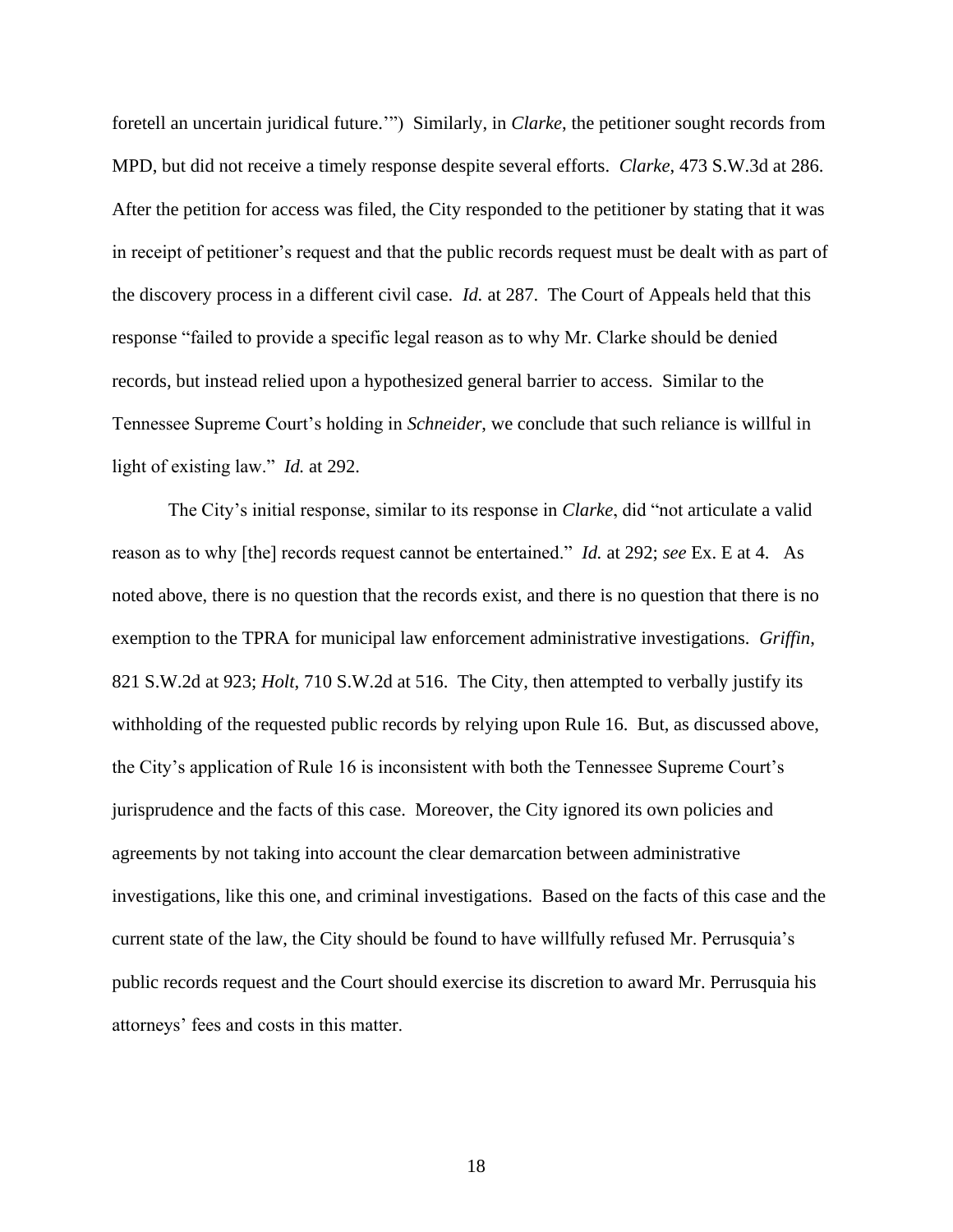foretell an uncertain juridical future.'") Similarly, in *Clarke*, the petitioner sought records from MPD, but did not receive a timely response despite several efforts. *Clarke*, 473 S.W.3d at 286. After the petition for access was filed, the City responded to the petitioner by stating that it was in receipt of petitioner's request and that the public records request must be dealt with as part of the discovery process in a different civil case. *Id.* at 287. The Court of Appeals held that this response "failed to provide a specific legal reason as to why Mr. Clarke should be denied records, but instead relied upon a hypothesized general barrier to access. Similar to the Tennessee Supreme Court's holding in *Schneider*, we conclude that such reliance is willful in light of existing law." *Id.* at 292.

The City's initial response, similar to its response in *Clarke*, did "not articulate a valid reason as to why [the] records request cannot be entertained." *Id.* at 292; *see* Ex. E at 4. As noted above, there is no question that the records exist, and there is no question that there is no exemption to the TPRA for municipal law enforcement administrative investigations. *Griffin,* 821 S.W.2d at 923; *Holt*, 710 S.W.2d at 516. The City, then attempted to verbally justify its withholding of the requested public records by relying upon Rule 16. But, as discussed above, the City's application of Rule 16 is inconsistent with both the Tennessee Supreme Court's jurisprudence and the facts of this case. Moreover, the City ignored its own policies and agreements by not taking into account the clear demarcation between administrative investigations, like this one, and criminal investigations. Based on the facts of this case and the current state of the law, the City should be found to have willfully refused Mr. Perrusquia's public records request and the Court should exercise its discretion to award Mr. Perrusquia his attorneys' fees and costs in this matter.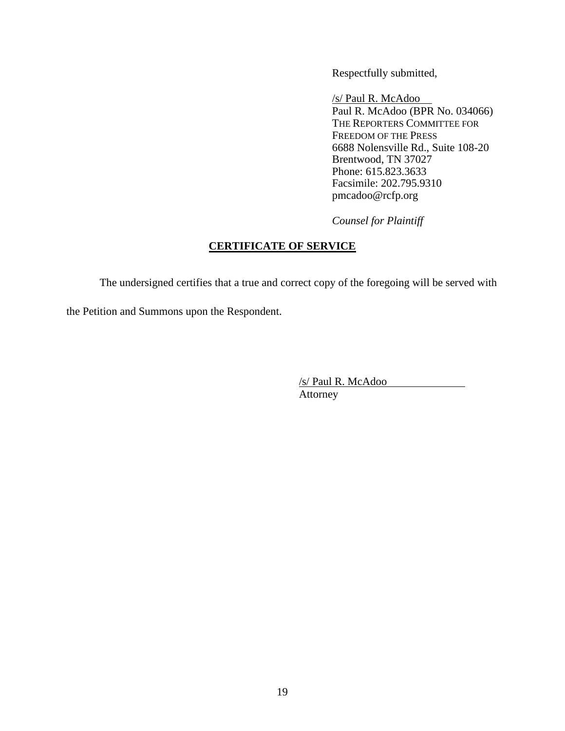Respectfully submitted,

/s/ Paul R. McAdoo
Paul R. McAdoo (BPR No. 034066)
THE REPORTERS COMMITTEE FOR
FREEDOM OF THE PRESS
6688 Nolensville Rd., Suite 108-20
Brentwood, TN 37027
Phone: 615.823.3633
Facsimile: 202.795.9310
pmcadoo@rcfp.org

*Counsel for Plaintiff*

**CERTIFICATE OF SERVICE**

The undersigned certifies that a true and correct copy of the foregoing will be served with the Petition and Summons upon the Respondent.

/s/ Paul R. McAdoo
Attorney